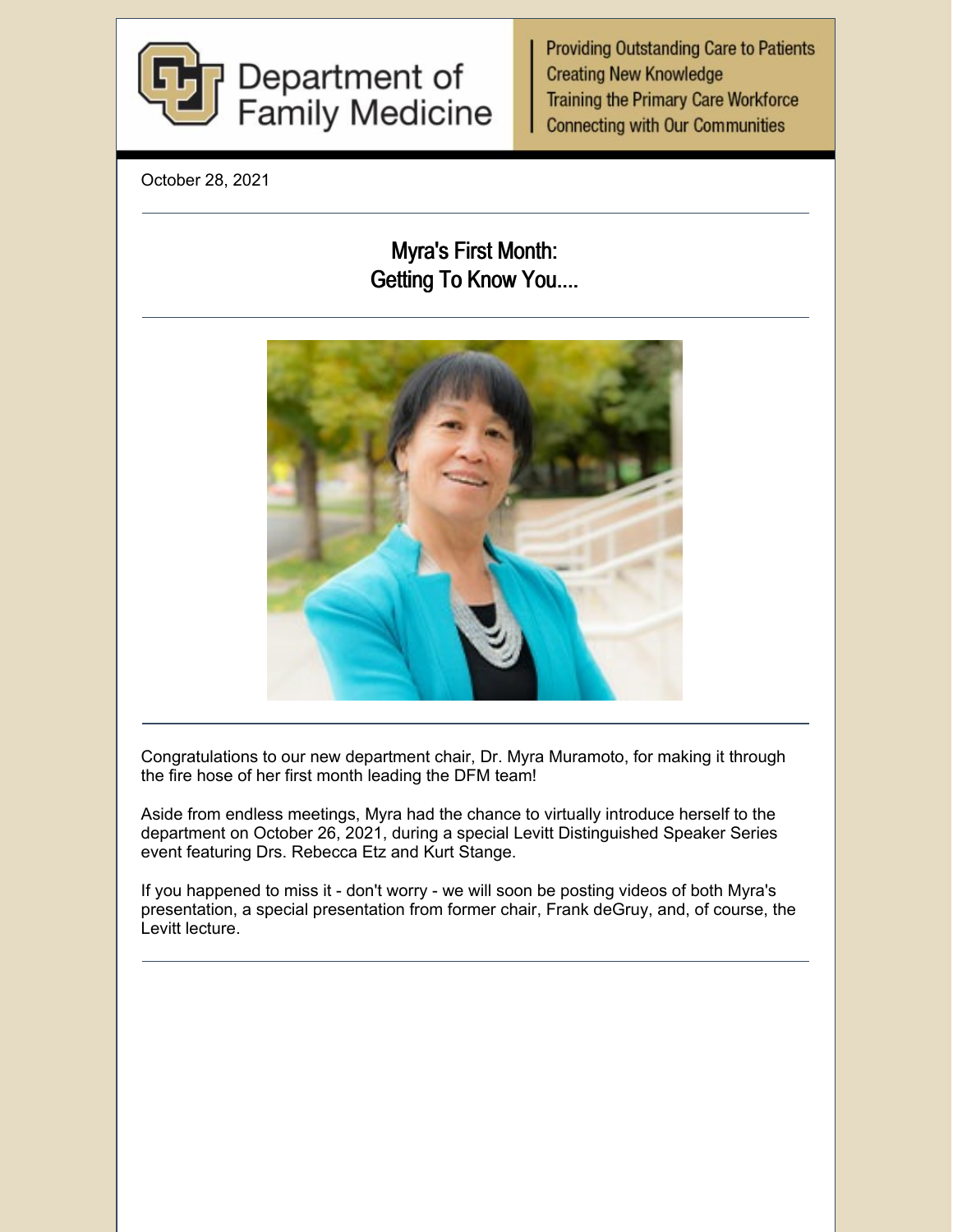Department of Family Medicine

Providing Outstanding Care to Patients
Creating New Knowledge
Training the Primary Care Workforce
Connecting with Our Communities

October 28, 2021

## Myra's First Month: Getting To Know You....

Congratulations to our new department chair, Dr. Myra Muramoto, for making it through the fire hose of her first month leading the DFM team!

Aside from endless meetings, Myra had the chance to virtually introduce herself to the department on October 26, 2021, during a special Levitt Distinguished Speaker Series event featuring Drs. Rebecca Etz and Kurt Stange.

If you happened to miss it - don't worry - we will soon be posting videos of both Myra's presentation, a special presentation from former chair, Frank deGruy, and, of course, the Levitt lecture.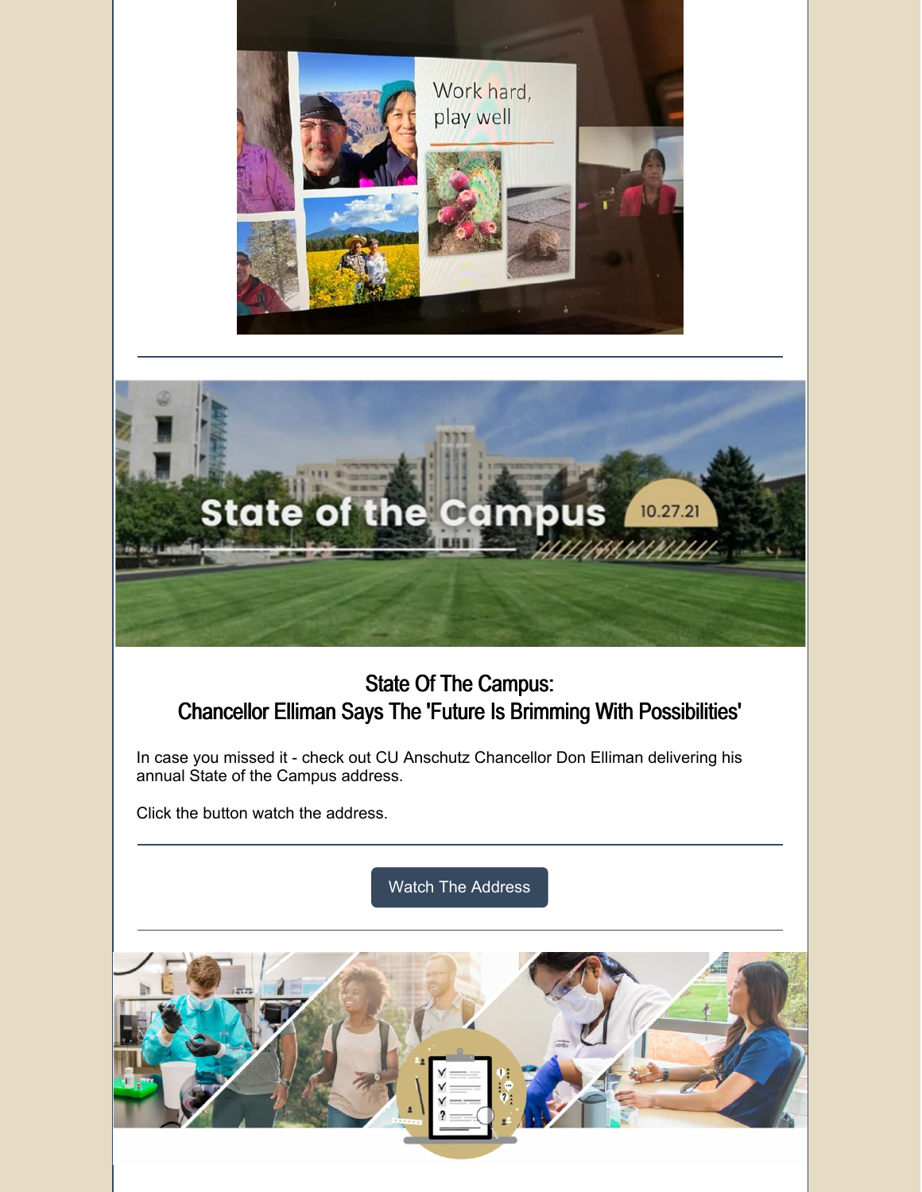## State Of The Campus:
## Chancellor Elliman Says The 'Future Is Brimming With Possibilities'

In case you missed it - check out CU Anschutz Chancellor Don Elliman delivering his annual State of the Campus address.

Click the button watch the address.

---

Watch The Address

---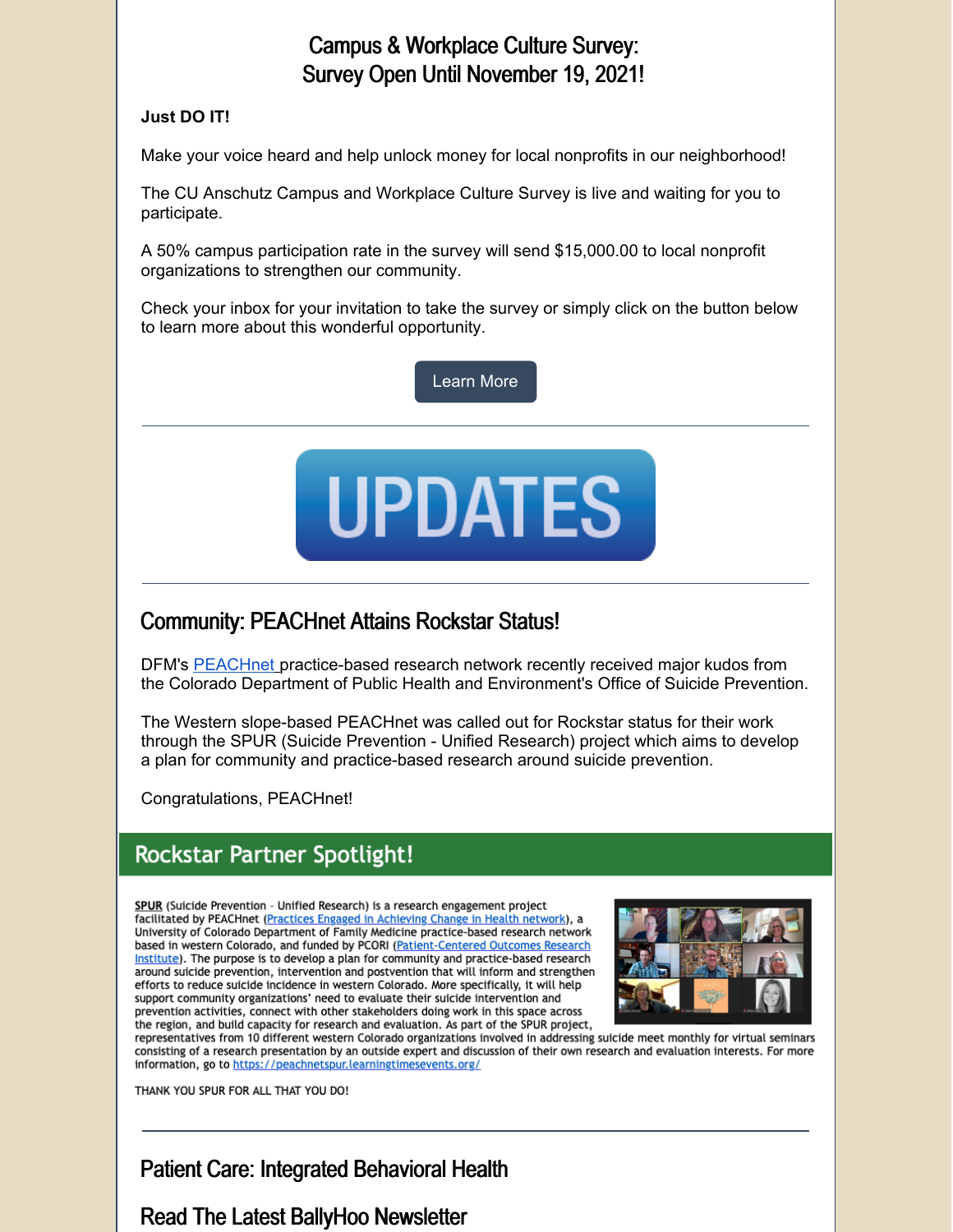## Campus & Workplace Culture Survey: Survey Open Until November 19, 2021!

**Just DO IT!**

Make your voice heard and help unlock money for local nonprofits in our neighborhood!

The CU Anschutz Campus and Workplace Culture Survey is live and waiting for you to participate.

A 50% campus participation rate in the survey will send $15,000.00 to local nonprofit organizations to strengthen our community.

Check your inbox for your invitation to take the survey or simply click on the button below to learn more about this wonderful opportunity.

Learn More

---

UPDATES

---

## Community: PEACHnet Attains Rockstar Status!

DFM's PEACHnet practice-based research network recently received major kudos from the Colorado Department of Public Health and Environment's Office of Suicide Prevention.

The Western slope-based PEACHnet was called out for Rockstar status for their work through the SPUR (Suicide Prevention - Unified Research) project which aims to develop a plan for community and practice-based research around suicide prevention.

Congratulations, PEACHnet!

### Rockstar Partner Spotlight!

**SPUR** (Suicide Prevention - Unified Research) is a research engagement project facilitated by PEACHnet (Practices Engaged in Achieving Change in Health network), a University of Colorado Department of Family Medicine practice-based research network based in western Colorado, and funded by PCORI (Patient-Centered Outcomes Research Institute). The purpose is to develop a plan for community and practice-based research around suicide prevention, intervention and postvention that will inform and strengthen efforts to reduce suicide incidence in western Colorado. More specifically, it will help support community organizations' need to evaluate their suicide intervention and prevention activities, connect with other stakeholders doing work in this space across the region, and build capacity for research and evaluation. As part of the SPUR project, representatives from 10 different western Colorado organizations involved in addressing suicide meet monthly for virtual seminars consisting of a research presentation by an outside expert and discussion of their own research and evaluation interests. For more information, go to https://peachnetspur.learningtimesevents.org/

THANK YOU SPUR FOR ALL THAT YOU DO!

---

## Patient Care: Integrated Behavioral Health

## Read The Latest BallyHoo Newsletter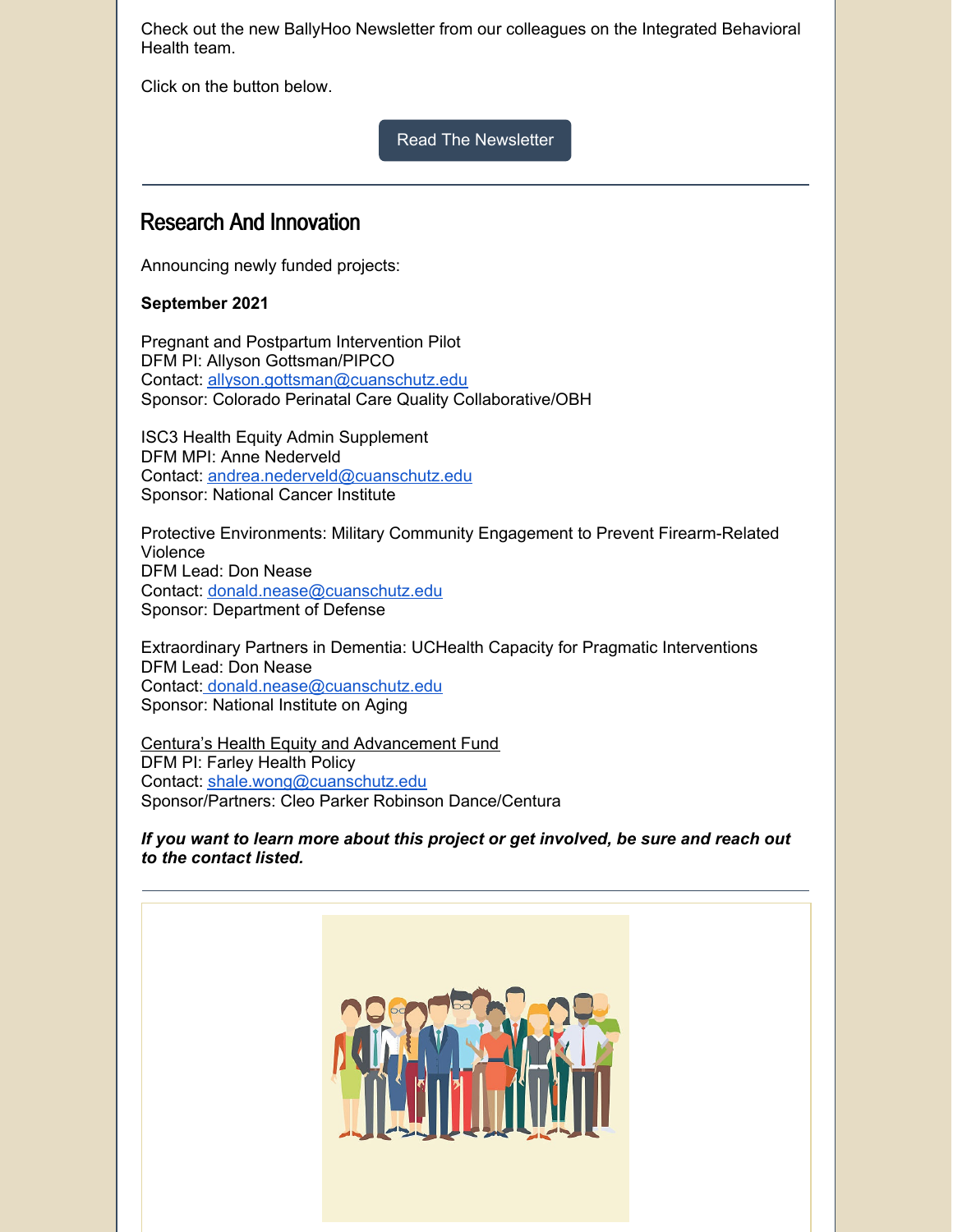Check out the new BallyHoo Newsletter from our colleagues on the Integrated Behavioral Health team.

Click on the button below.

Read The Newsletter

---

## Research And Innovation

Announcing newly funded projects:

**September 2021**

Pregnant and Postpartum Intervention Pilot
DFM PI: Allyson Gottsman/PIPCO
Contact: allyson.gottsman@cuanschutz.edu
Sponsor: Colorado Perinatal Care Quality Collaborative/OBH

ISC3 Health Equity Admin Supplement
DFM MPI: Anne Nederveld
Contact: andrea.nederveld@cuanschutz.edu
Sponsor: National Cancer Institute

Protective Environments: Military Community Engagement to Prevent Firearm-Related Violence
DFM Lead: Don Nease
Contact: donald.nease@cuanschutz.edu
Sponsor: Department of Defense

Extraordinary Partners in Dementia: UCHealth Capacity for Pragmatic Interventions
DFM Lead: Don Nease
Contact: donald.nease@cuanschutz.edu
Sponsor: National Institute on Aging

Centura's Health Equity and Advancement Fund
DFM PI: Farley Health Policy
Contact: shale.wong@cuanschutz.edu
Sponsor/Partners: Cleo Parker Robinson Dance/Centura

***If you want to learn more about this project or get involved, be sure and reach out to the contact listed.***

---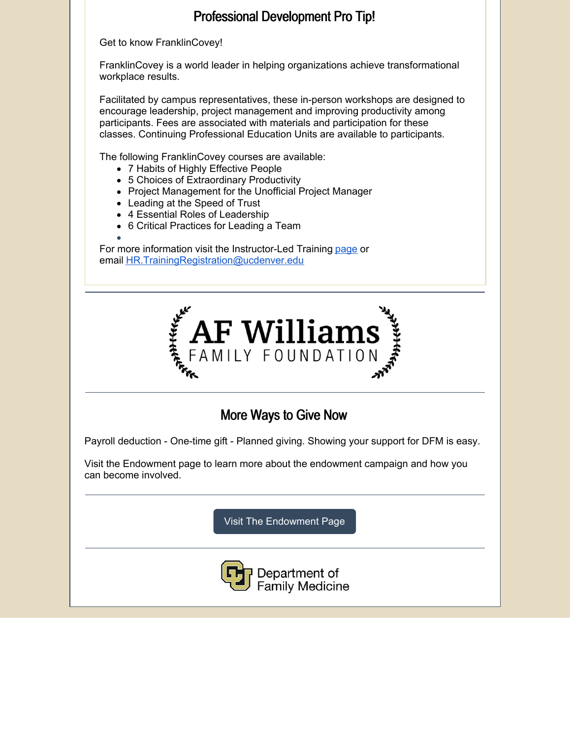## Professional Development Pro Tip!

Get to know FranklinCovey!

FranklinCovey is a world leader in helping organizations achieve transformational workplace results.

Facilitated by campus representatives, these in-person workshops are designed to encourage leadership, project management and improving productivity among participants. Fees are associated with materials and participation for these classes. Continuing Professional Education Units are available to participants.

The following FranklinCovey courses are available:

- 7 Habits of Highly Effective People
- 5 Choices of Extraordinary Productivity
- Project Management for the Unofficial Project Manager
- Leading at the Speed of Trust
- 4 Essential Roles of Leadership
- 6 Critical Practices for Leading a Team

For more information visit the Instructor-Led Training page or email HR.TrainingRegistration@ucdenver.edu

AF Williams
FAMILY FOUNDATION

## More Ways to Give Now

Payroll deduction - One-time gift - Planned giving. Showing your support for DFM is easy.

Visit the Endowment page to learn more about the endowment campaign and how you can become involved.

Visit The Endowment Page

Department of Family Medicine